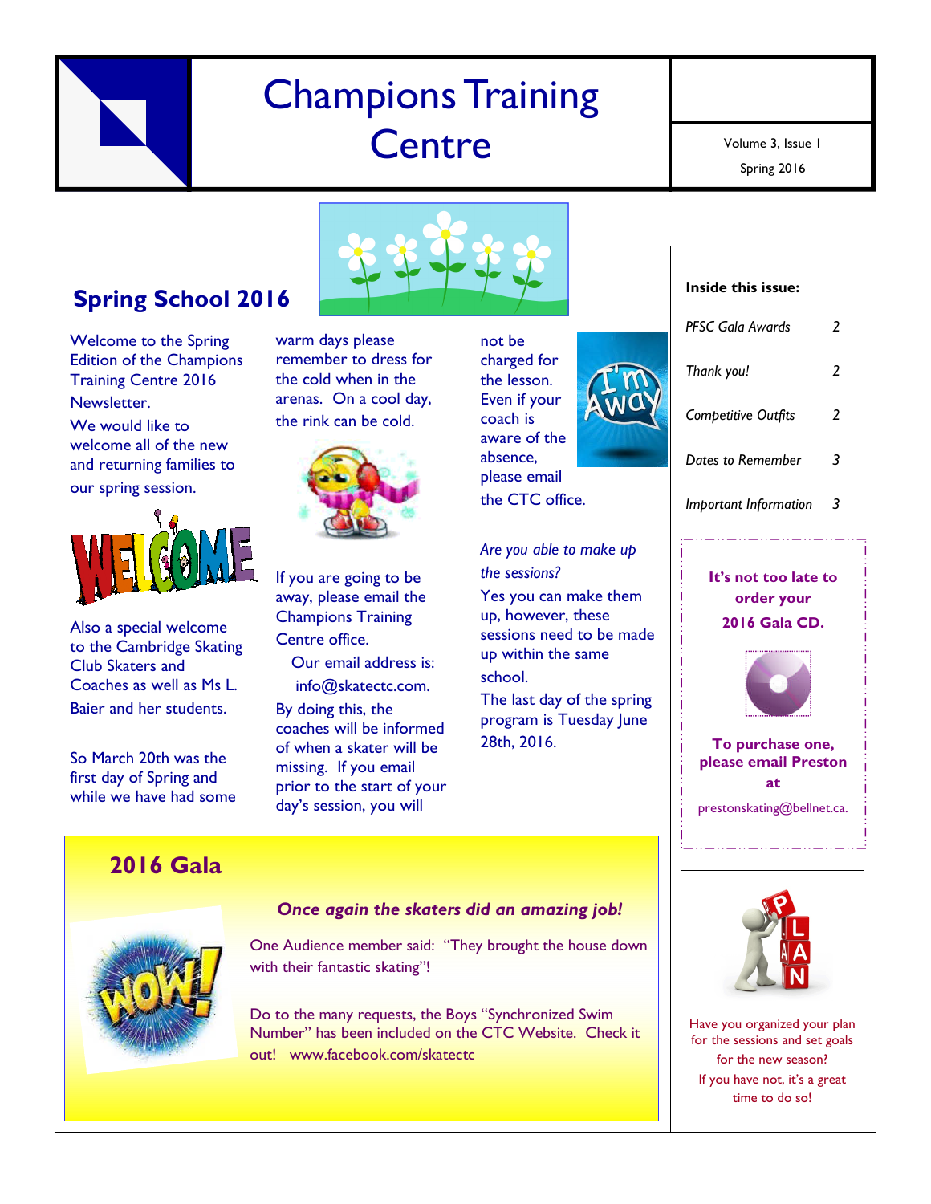# Champions Training Centre

Volume 3, Issue 1

Spring 2016

## Spring School 2016

Welcome to the Spring Edition of the Champions Training Centre 2016 Newsletter.

We would like to welcome all of the new and returning families to our spring session.

Also a special welcome to the Cambridge Skating Club Skaters and Coaches as well as Ms L. Baier and her students.

So March 20th was the first day of Spring and while we have had some warm days please remember to dress for the cold when in the arenas. On a cool day, the rink can be cold.

If you are going to be away, please email the Champions Training Centre office.

Our email address is: info@skatectc.com.

By doing this, the coaches will be informed of when a skater will be missing. If you email prior to the start of your day's session, you will not be charged for the lesson. Even if your coach is aware of the absence, please email the CTC office.

*Are you able to make up the sessions?*

Yes you can make them up, however, these sessions need to be made up within the same school.

The last day of the spring program is Tuesday June 28th, 2016.

## 2016 Gala

***Once again the skaters did an amazing job!***

One Audience member said: "They brought the house down with their fantastic skating"!

Do to the many requests, the Boys "Synchronized Swim Number" has been included on the CTC Website. Check it out! www.facebook.com/skatectc

---

**Inside this issue:**

| | |
|---|---|
| *PFSC Gala Awards* | *2* |
| *Thank you!* | *2* |
| *Competitive Outfits* | *2* |
| *Dates to Remember* | *3* |
| *Important Information* | *3* |

**It's not too late to order your 2016 Gala CD.**

**To purchase one, please email Preston at**

prestonskating@bellnet.ca.

Have you organized your plan for the sessions and set goals for the new season?
If you have not, it's a great time to do so!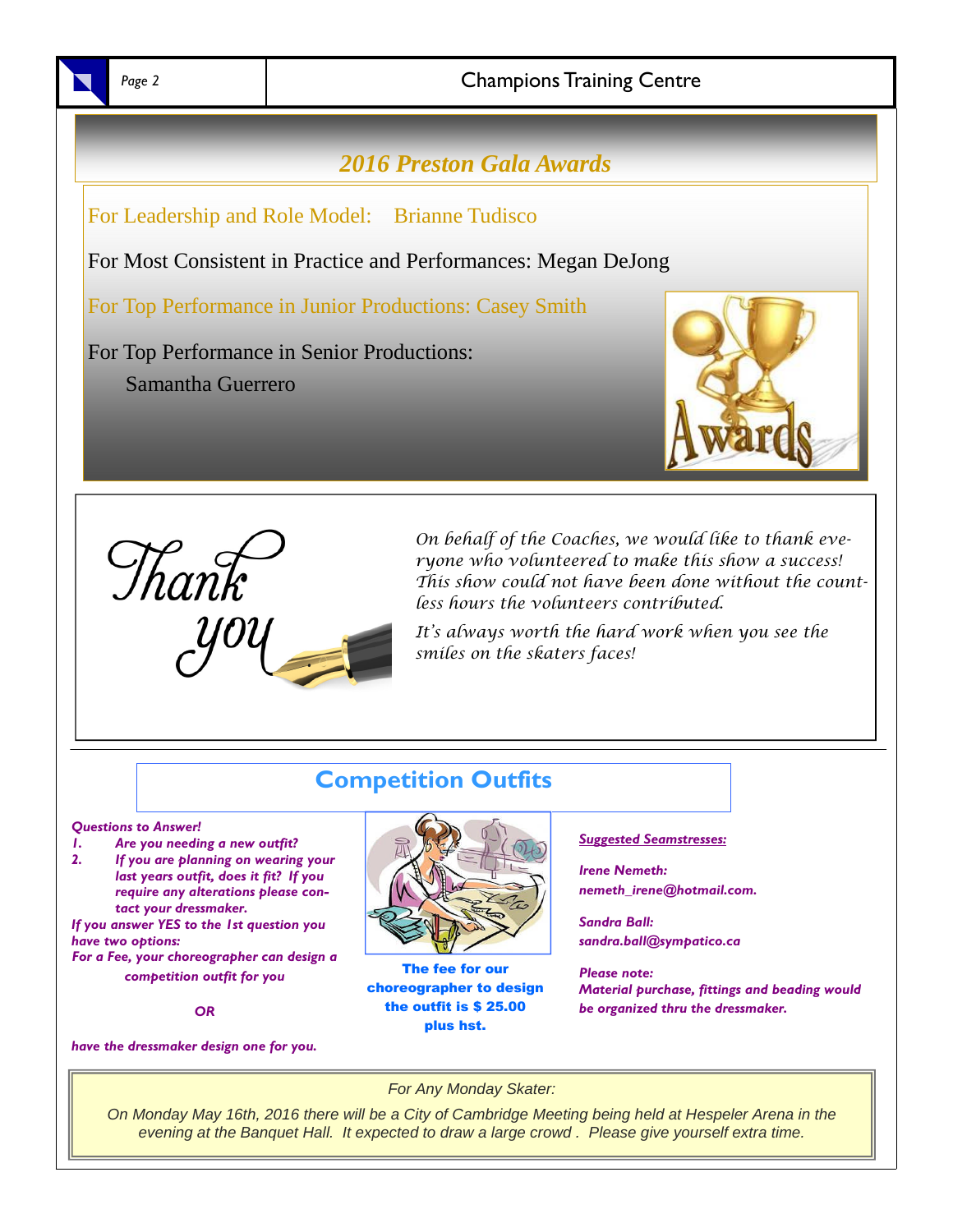## 2016 Preston Gala Awards

For Leadership and Role Model: Brianne Tudisco

For Most Consistent in Practice and Performances: Megan DeJong

For Top Performance in Junior Productions: Casey Smith

For Top Performance in Senior Productions:
Samantha Guerrero

Thank you

*On behalf of the Coaches, we would like to thank everyone who volunteered to make this show a success! This show could not have been done without the countless hours the volunteers contributed.*

*It's always worth the hard work when you see the smiles on the skaters faces!*

## Competition Outfits

***Questions to Answer!***

1. ***Are you needing a new outfit?***
2. ***If you are planning on wearing your last years outfit, does it fit? If you require any alterations please contact your dressmaker.***

***If you answer YES to the 1st question you have two options:***

***For a Fee, your choreographer can design a competition outfit for you***

***OR***

***have the dressmaker design one for you.***

**The fee for our choreographer to design the outfit is $ 25.00 plus hst.**

***Suggested Seamstresses:***

***Irene Nemeth:***
***nemeth_irene@hotmail.com.***

***Sandra Ball:***
***sandra.ball@sympatico.ca***

***Please note:***
***Material purchase, fittings and beading would be organized thru the dressmaker.***

*For Any Monday Skater:*

*On Monday May 16th, 2016 there will be a City of Cambridge Meeting being held at Hespeler Arena in the evening at the Banquet Hall. It expected to draw a large crowd . Please give yourself extra time.*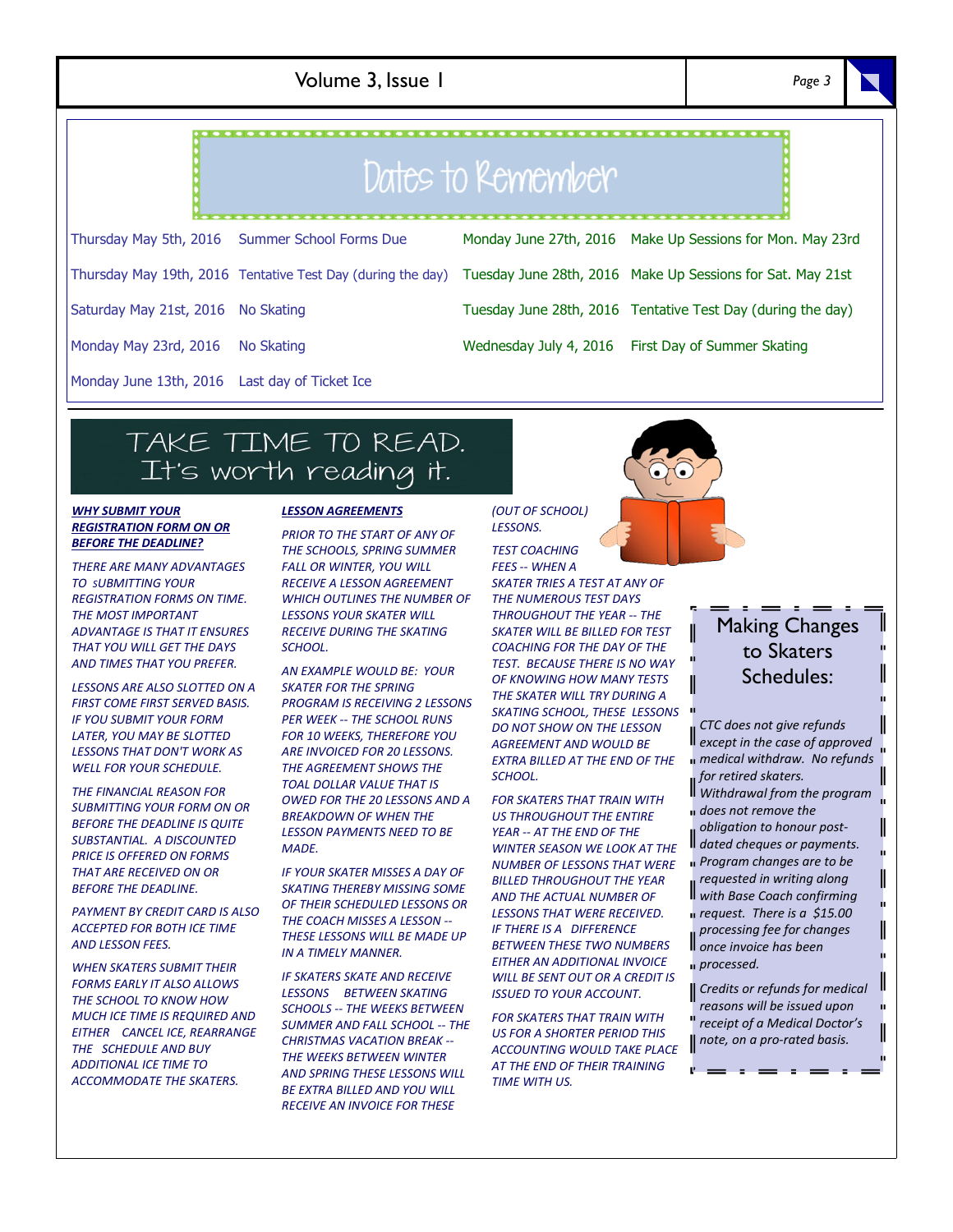# Dates to Remember

| | |
|---|---|
| Thursday May 5th, 2016 | Summer School Forms Due |
| Thursday May 19th, 2016 | Tentative Test Day (during the day) |
| Saturday May 21st, 2016 | No Skating |
| Monday May 23rd, 2016 | No Skating |
| Monday June 13th, 2016 | Last day of Ticket Ice |
| Monday June 27th, 2016 | Make Up Sessions for Mon. May 23rd |
| Tuesday June 28th, 2016 | Make Up Sessions for Sat. May 21st |
| Tuesday June 28th, 2016 | Tentative Test Day (during the day) |
| Wednesday July 4, 2016 | First Day of Summer Skating |

## TAKE TIME TO READ. It's worth reading it.

***WHY SUBMIT YOUR REGISTRATION FORM ON OR BEFORE THE DEADLINE?***

*THERE ARE MANY ADVANTAGES TO sUBMITTING YOUR REGISTRATION FORMS ON TIME. THE MOST IMPORTANT ADVANTAGE IS THAT IT ENSURES THAT YOU WILL GET THE DAYS AND TIMES THAT YOU PREFER.*

*LESSONS ARE ALSO SLOTTED ON A FIRST COME FIRST SERVED BASIS. IF YOU SUBMIT YOUR FORM LATER, YOU MAY BE SLOTTED LESSONS THAT DON'T WORK AS WELL FOR YOUR SCHEDULE.*

*THE FINANCIAL REASON FOR SUBMITTING YOUR FORM ON OR BEFORE THE DEADLINE IS QUITE SUBSTANTIAL. A DISCOUNTED PRICE IS OFFERED ON FORMS THAT ARE RECEIVED ON OR BEFORE THE DEADLINE.*

*PAYMENT BY CREDIT CARD IS ALSO ACCEPTED FOR BOTH ICE TIME AND LESSON FEES.*

*WHEN SKATERS SUBMIT THEIR FORMS EARLY IT ALSO ALLOWS THE SCHOOL TO KNOW HOW MUCH ICE TIME IS REQUIRED AND EITHER CANCEL ICE, REARRANGE THE SCHEDULE AND BUY ADDITIONAL ICE TIME TO ACCOMMODATE THE SKATERS.*

***LESSON AGREEMENTS***

*PRIOR TO THE START OF ANY OF THE SCHOOLS, SPRING SUMMER FALL OR WINTER, YOU WILL RECEIVE A LESSON AGREEMENT WHICH OUTLINES THE NUMBER OF LESSONS YOUR SKATER WILL RECEIVE DURING THE SKATING SCHOOL.*

*AN EXAMPLE WOULD BE: YOUR SKATER FOR THE SPRING PROGRAM IS RECEIVING 2 LESSONS PER WEEK -- THE SCHOOL RUNS FOR 10 WEEKS, THEREFORE YOU ARE INVOICED FOR 20 LESSONS. THE AGREEMENT SHOWS THE TOTAL DOLLAR VALUE THAT IS OWED FOR THE 20 LESSONS AND A BREAKDOWN OF WHEN THE LESSON PAYMENTS NEED TO BE MADE.*

*IF YOUR SKATER MISSES A DAY OF SKATING THEREBY MISSING SOME OF THEIR SCHEDULED LESSONS OR THE COACH MISSES A LESSON -- THESE LESSONS WILL BE MADE UP IN A TIMELY MANNER.*

*IF SKATERS SKATE AND RECEIVE LESSONS BETWEEN SKATING SCHOOLS -- THE WEEKS BETWEEN SUMMER AND FALL SCHOOL -- THE CHRISTMAS VACATION BREAK -- THE WEEKS BETWEEN WINTER AND SPRING THESE LESSONS WILL BE EXTRA BILLED AND YOU WILL RECEIVE AN INVOICE FOR THESE (OUT OF SCHOOL) LESSONS.*

*TEST COACHING FEES -- WHEN A SKATER TRIES A TEST AT ANY OF THE NUMEROUS TEST DAYS THROUGHOUT THE YEAR -- THE SKATER WILL BE BILLED FOR TEST COACHING FOR THE DAY OF THE TEST. BECAUSE THERE IS NO WAY OF KNOWING HOW MANY TESTS THE SKATER WILL TRY DURING A SKATING SCHOOL, THESE LESSONS DO NOT SHOW ON THE LESSON AGREEMENT AND WOULD BE EXTRA BILLED AT THE END OF THE SCHOOL.*

*FOR SKATERS THAT TRAIN WITH US THROUGHOUT THE ENTIRE YEAR -- AT THE END OF THE WINTER SEASON WE LOOK AT THE NUMBER OF LESSONS THAT WERE BILLED THROUGHOUT THE YEAR AND THE ACTUAL NUMBER OF LESSONS THAT WERE RECEIVED. IF THERE IS A DIFFERENCE BETWEEN THESE TWO NUMBERS EITHER AN ADDITIONAL INVOICE WILL BE SENT OUT OR A CREDIT IS ISSUED TO YOUR ACCOUNT.*

*FOR SKATERS THAT TRAIN WITH US FOR A SHORTER PERIOD THIS ACCOUNTING WOULD TAKE PLACE AT THE END OF THEIR TRAINING TIME WITH US.*

## Making Changes to Skaters Schedules:

*CTC does not give refunds except in the case of approved medical withdraw. No refunds for retired skaters. Withdrawal from the program does not remove the obligation to honour post-dated cheques or payments. Program changes are to be requested in writing along with Base Coach confirming request. There is a $15.00 processing fee for changes once invoice has been processed.*

*Credits or refunds for medical reasons will be issued upon receipt of a Medical Doctor's note, on a pro-rated basis.*